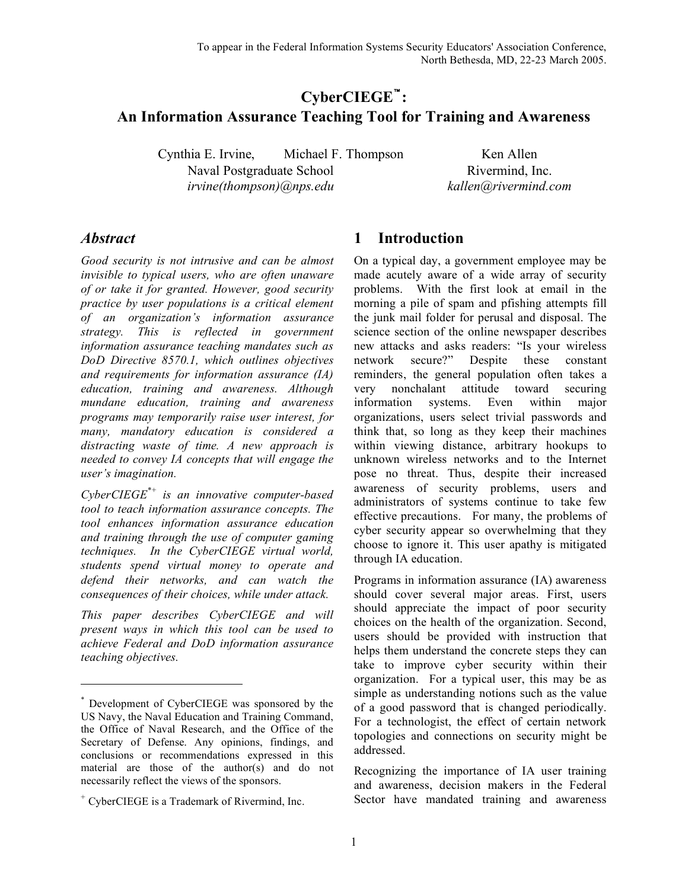To appear in the Federal Information Systems Security Educators' Association Conference, North Bethesda, MD, 22-23 March 2005.

# CyberCIEGE™: An Information Assurance Teaching Tool for Training and Awareness

Cynthia E. Irvine, Michael F. Thompson
Naval Postgraduate School
irvine(thompson)@nps.edu

Ken Allen
Rivermind, Inc.
kallen@rivermind.com

## *Abstract*

*Good security is not intrusive and can be almost invisible to typical users, who are often unaware of or take it for granted. However, good security practice by user populations is a critical element of an organization's information assurance strategy. This is reflected in government information assurance teaching mandates such as DoD Directive 8570.1, which outlines objectives and requirements for information assurance (IA) education, training and awareness. Although mundane education, training and awareness programs may temporarily raise user interest, for many, mandatory education is considered a distracting waste of time. A new approach is needed to convey IA concepts that will engage the user's imagination.*

*CyberCIEGE[*+] is an innovative computer-based tool to teach information assurance concepts. The tool enhances information assurance education and training through the use of computer gaming techniques. In the CyberCIEGE virtual world, students spend virtual money to operate and defend their networks, and can watch the consequences of their choices, while under attack.*

*This paper describes CyberCIEGE and will present ways in which this tool can be used to achieve Federal and DoD information assurance teaching objectives.*

## 1 Introduction

On a typical day, a government employee may be made acutely aware of a wide array of security problems. With the first look at email in the morning a pile of spam and pfishing attempts fill the junk mail folder for perusal and disposal. The science section of the online newspaper describes new attacks and asks readers: "Is your wireless network secure?" Despite these constant reminders, the general population often takes a very nonchalant attitude toward securing information systems. Even within major organizations, users select trivial passwords and think that, so long as they keep their machines within viewing distance, arbitrary hookups to unknown wireless networks and to the Internet pose no threat. Thus, despite their increased awareness of security problems, users and administrators of systems continue to take few effective precautions. For many, the problems of cyber security appear so overwhelming that they choose to ignore it. This user apathy is mitigated through IA education.

Programs in information assurance (IA) awareness should cover several major areas. First, users should appreciate the impact of poor security choices on the health of the organization. Second, users should be provided with instruction that helps them understand the concrete steps they can take to improve cyber security within their organization. For a typical user, this may be as simple as understanding notions such as the value of a good password that is changed periodically. For a technologist, the effect of certain network topologies and connections on security might be addressed.

Recognizing the importance of IA user training and awareness, decision makers in the Federal Sector have mandated training and awareness

---

[*] Development of CyberCIEGE was sponsored by the US Navy, the Naval Education and Training Command, the Office of Naval Research, and the Office of the Secretary of Defense. Any opinions, findings, and conclusions or recommendations expressed in this material are those of the author(s) and do not necessarily reflect the views of the sponsors.

[+] CyberCIEGE is a Trademark of Rivermind, Inc.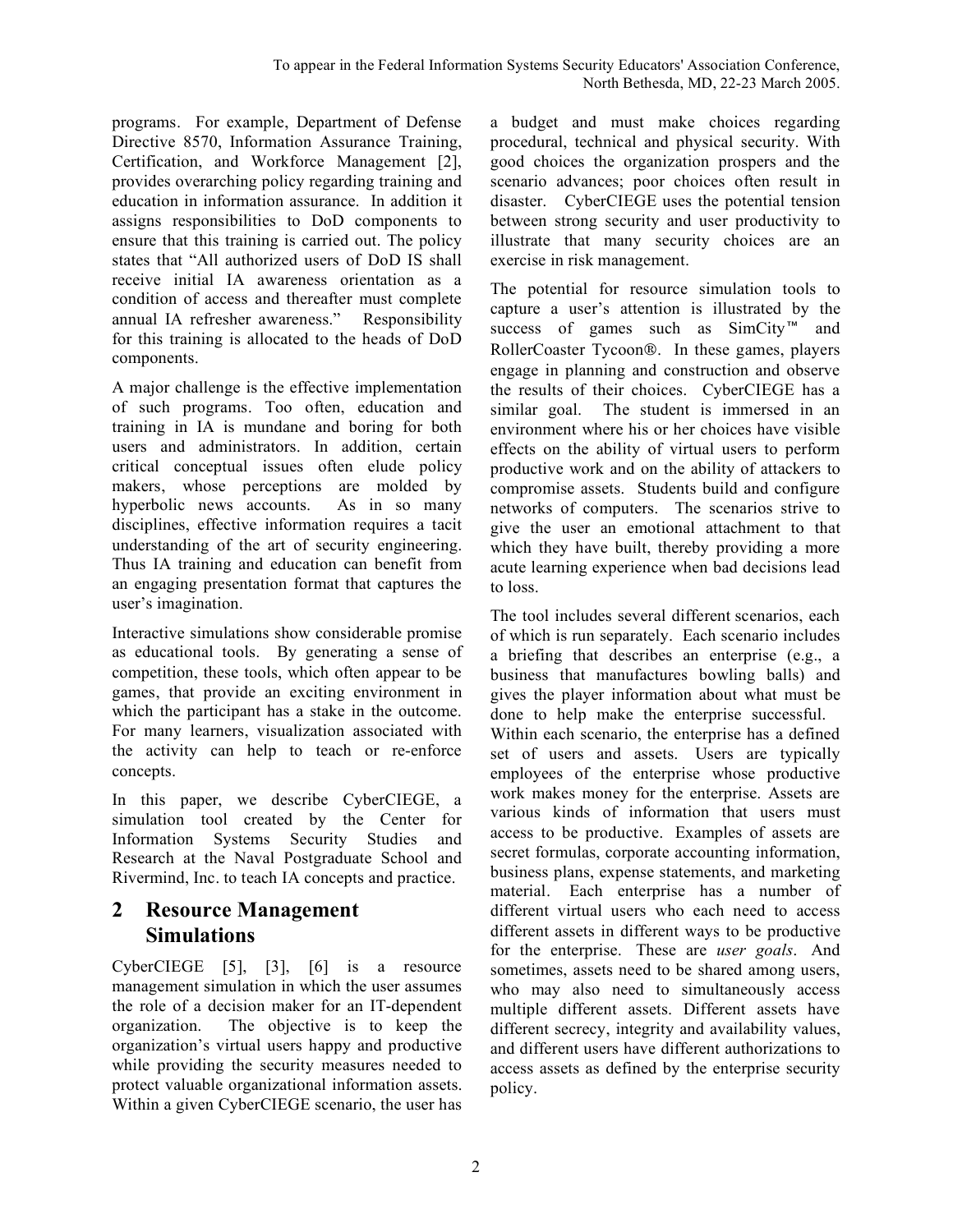programs. For example, Department of Defense Directive 8570, Information Assurance Training, Certification, and Workforce Management [2], provides overarching policy regarding training and education in information assurance. In addition it assigns responsibilities to DoD components to ensure that this training is carried out. The policy states that "All authorized users of DoD IS shall receive initial IA awareness orientation as a condition of access and thereafter must complete annual IA refresher awareness." Responsibility for this training is allocated to the heads of DoD components.

A major challenge is the effective implementation of such programs. Too often, education and training in IA is mundane and boring for both users and administrators. In addition, certain critical conceptual issues often elude policy makers, whose perceptions are molded by hyperbolic news accounts. As in so many disciplines, effective information requires a tacit understanding of the art of security engineering. Thus IA training and education can benefit from an engaging presentation format that captures the user's imagination.

Interactive simulations show considerable promise as educational tools. By generating a sense of competition, these tools, which often appear to be games, that provide an exciting environment in which the participant has a stake in the outcome. For many learners, visualization associated with the activity can help to teach or re-enforce concepts.

In this paper, we describe CyberCIEGE, a simulation tool created by the Center for Information Systems Security Studies and Research at the Naval Postgraduate School and Rivermind, Inc. to teach IA concepts and practice.

# 2 Resource Management Simulations

CyberCIEGE [5], [3], [6] is a resource management simulation in which the user assumes the role of a decision maker for an IT-dependent organization. The objective is to keep the organization's virtual users happy and productive while providing the security measures needed to protect valuable organizational information assets. Within a given CyberCIEGE scenario, the user has a budget and must make choices regarding procedural, technical and physical security. With good choices the organization prospers and the scenario advances; poor choices often result in disaster. CyberCIEGE uses the potential tension between strong security and user productivity to illustrate that many security choices are an exercise in risk management.

The potential for resource simulation tools to capture a user's attention is illustrated by the success of games such as SimCity™ and RollerCoaster Tycoon®. In these games, players engage in planning and construction and observe the results of their choices. CyberCIEGE has a similar goal. The student is immersed in an environment where his or her choices have visible effects on the ability of virtual users to perform productive work and on the ability of attackers to compromise assets. Students build and configure networks of computers. The scenarios strive to give the user an emotional attachment to that which they have built, thereby providing a more acute learning experience when bad decisions lead to loss.

The tool includes several different scenarios, each of which is run separately. Each scenario includes a briefing that describes an enterprise (e.g., a business that manufactures bowling balls) and gives the player information about what must be done to help make the enterprise successful. Within each scenario, the enterprise has a defined set of users and assets. Users are typically employees of the enterprise whose productive work makes money for the enterprise. Assets are various kinds of information that users must access to be productive. Examples of assets are secret formulas, corporate accounting information, business plans, expense statements, and marketing material. Each enterprise has a number of different virtual users who each need to access different assets in different ways to be productive for the enterprise. These are *user goals*. And sometimes, assets need to be shared among users, who may also need to simultaneously access multiple different assets. Different assets have different secrecy, integrity and availability values, and different users have different authorizations to access assets as defined by the enterprise security policy.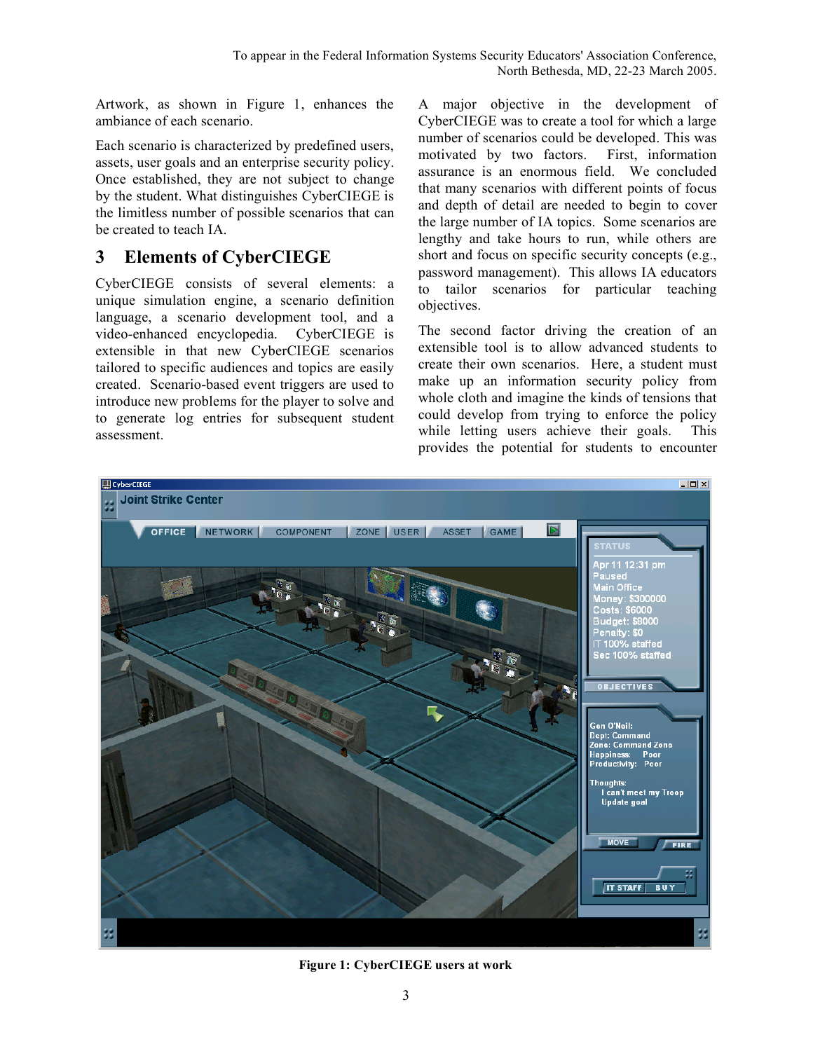Artwork, as shown in Figure 1, enhances the ambiance of each scenario.

Each scenario is characterized by predefined users, assets, user goals and an enterprise security policy. Once established, they are not subject to change by the student. What distinguishes CyberCIEGE is the limitless number of possible scenarios that can be created to teach IA.

# 3 Elements of CyberCIEGE

CyberCIEGE consists of several elements: a unique simulation engine, a scenario definition language, a scenario development tool, and a video-enhanced encyclopedia. CyberCIEGE is extensible in that new CyberCIEGE scenarios tailored to specific audiences and topics are easily created. Scenario-based event triggers are used to introduce new problems for the player to solve and to generate log entries for subsequent student assessment.

A major objective in the development of CyberCIEGE was to create a tool for which a large number of scenarios could be developed. This was motivated by two factors. First, information assurance is an enormous field. We concluded that many scenarios with different points of focus and depth of detail are needed to begin to cover the large number of IA topics. Some scenarios are lengthy and take hours to run, while others are short and focus on specific security concepts (e.g., password management). This allows IA educators to tailor scenarios for particular teaching objectives.

The second factor driving the creation of an extensible tool is to allow advanced students to create their own scenarios. Here, a student must make up an information security policy from whole cloth and imagine the kinds of tensions that could develop from trying to enforce the policy while letting users achieve their goals. This provides the potential for students to encounter

**Figure 1: CyberCIEGE users at work**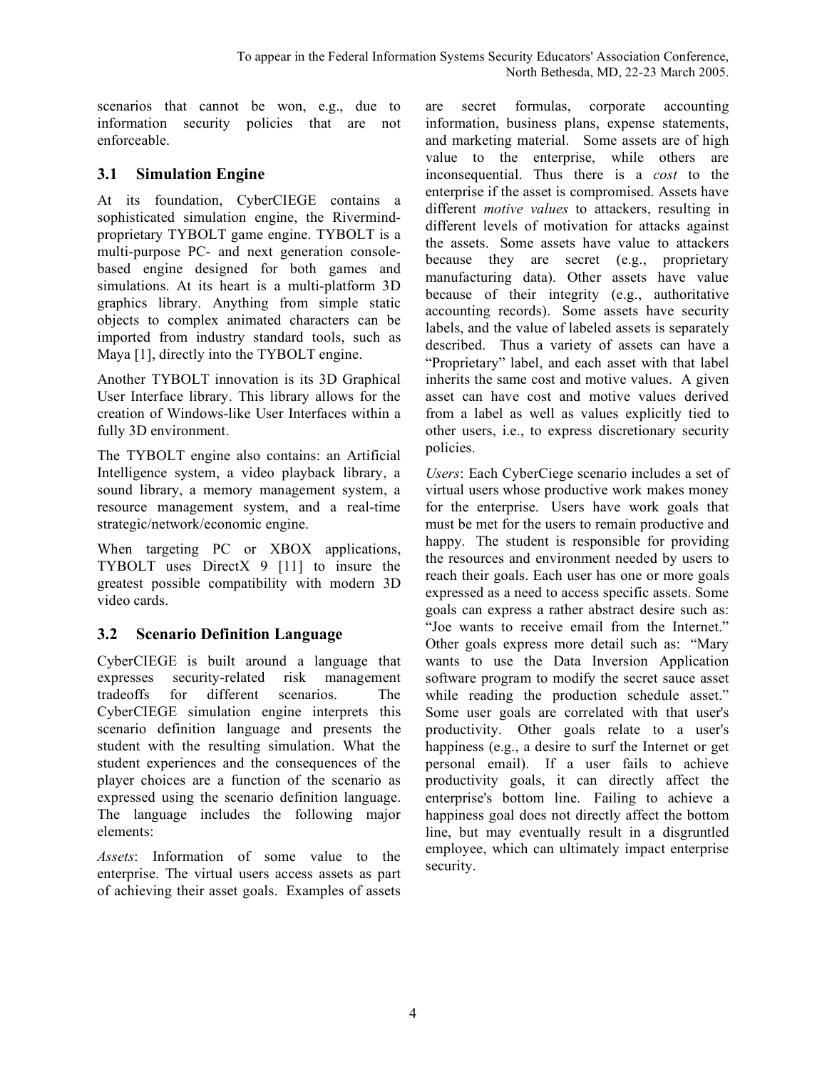scenarios that cannot be won, e.g., due to information security policies that are not enforceable.

### 3.1 Simulation Engine

At its foundation, CyberCIEGE contains a sophisticated simulation engine, the Rivermind-proprietary TYBOLT game engine. TYBOLT is a multi-purpose PC- and next generation console-based engine designed for both games and simulations. At its heart is a multi-platform 3D graphics library. Anything from simple static objects to complex animated characters can be imported from industry standard tools, such as Maya [1], directly into the TYBOLT engine.

Another TYBOLT innovation is its 3D Graphical User Interface library. This library allows for the creation of Windows-like User Interfaces within a fully 3D environment.

The TYBOLT engine also contains: an Artificial Intelligence system, a video playback library, a sound library, a memory management system, a resource management system, and a real-time strategic/network/economic engine.

When targeting PC or XBOX applications, TYBOLT uses DirectX 9 [11] to insure the greatest possible compatibility with modern 3D video cards.

### 3.2 Scenario Definition Language

CyberCIEGE is built around a language that expresses security-related risk management tradeoffs for different scenarios. The CyberCIEGE simulation engine interprets this scenario definition language and presents the student with the resulting simulation. What the student experiences and the consequences of the player choices are a function of the scenario as expressed using the scenario definition language. The language includes the following major elements:

*Assets*: Information of some value to the enterprise. The virtual users access assets as part of achieving their asset goals. Examples of assets are secret formulas, corporate accounting information, business plans, expense statements, and marketing material. Some assets are of high value to the enterprise, while others are inconsequential. Thus there is a *cost* to the enterprise if the asset is compromised. Assets have different *motive values* to attackers, resulting in different levels of motivation for attacks against the assets. Some assets have value to attackers because they are secret (e.g., proprietary manufacturing data). Other assets have value because of their integrity (e.g., authoritative accounting records). Some assets have security labels, and the value of labeled assets is separately described. Thus a variety of assets can have a "Proprietary" label, and each asset with that label inherits the same cost and motive values. A given asset can have cost and motive values derived from a label as well as values explicitly tied to other users, i.e., to express discretionary security policies.

*Users*: Each CyberCiege scenario includes a set of virtual users whose productive work makes money for the enterprise. Users have work goals that must be met for the users to remain productive and happy. The student is responsible for providing the resources and environment needed by users to reach their goals. Each user has one or more goals expressed as a need to access specific assets. Some goals can express a rather abstract desire such as: "Joe wants to receive email from the Internet." Other goals express more detail such as: "Mary wants to use the Data Inversion Application software program to modify the secret sauce asset while reading the production schedule asset." Some user goals are correlated with that user's productivity. Other goals relate to a user's happiness (e.g., a desire to surf the Internet or get personal email). If a user fails to achieve productivity goals, it can directly affect the enterprise's bottom line. Failing to achieve a happiness goal does not directly affect the bottom line, but may eventually result in a disgruntled employee, which can ultimately impact enterprise security.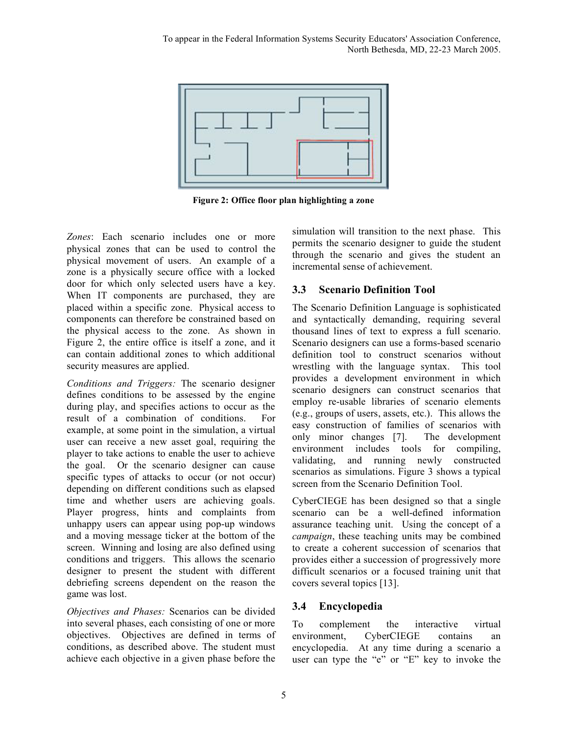Figure 2: Office floor plan highlighting a zone

*Zones*: Each scenario includes one or more physical zones that can be used to control the physical movement of users. An example of a zone is a physically secure office with a locked door for which only selected users have a key. When IT components are purchased, they are placed within a specific zone. Physical access to components can therefore be constrained based on the physical access to the zone. As shown in Figure 2, the entire office is itself a zone, and it can contain additional zones to which additional security measures are applied.

*Conditions and Triggers:* The scenario designer defines conditions to be assessed by the engine during play, and specifies actions to occur as the result of a combination of conditions. For example, at some point in the simulation, a virtual user can receive a new asset goal, requiring the player to take actions to enable the user to achieve the goal. Or the scenario designer can cause specific types of attacks to occur (or not occur) depending on different conditions such as elapsed time and whether users are achieving goals. Player progress, hints and complaints from unhappy users can appear using pop-up windows and a moving message ticker at the bottom of the screen. Winning and losing are also defined using conditions and triggers. This allows the scenario designer to present the student with different debriefing screens dependent on the reason the game was lost.

*Objectives and Phases:* Scenarios can be divided into several phases, each consisting of one or more objectives. Objectives are defined in terms of conditions, as described above. The student must achieve each objective in a given phase before the simulation will transition to the next phase. This permits the scenario designer to guide the student through the scenario and gives the student an incremental sense of achievement.

### 3.3 Scenario Definition Tool

The Scenario Definition Language is sophisticated and syntactically demanding, requiring several thousand lines of text to express a full scenario. Scenario designers can use a forms-based scenario definition tool to construct scenarios without wrestling with the language syntax. This tool provides a development environment in which scenario designers can construct scenarios that employ re-usable libraries of scenario elements (e.g., groups of users, assets, etc.). This allows the easy construction of families of scenarios with only minor changes [7]. The development environment includes tools for compiling, validating, and running newly constructed scenarios as simulations. Figure 3 shows a typical screen from the Scenario Definition Tool.

CyberCIEGE has been designed so that a single scenario can be a well-defined information assurance teaching unit. Using the concept of a *campaign*, these teaching units may be combined to create a coherent succession of scenarios that provides either a succession of progressively more difficult scenarios or a focused training unit that covers several topics [13].

### 3.4 Encyclopedia

To complement the interactive virtual environment, CyberCIEGE contains an encyclopedia. At any time during a scenario a user can type the "e" or "E" key to invoke the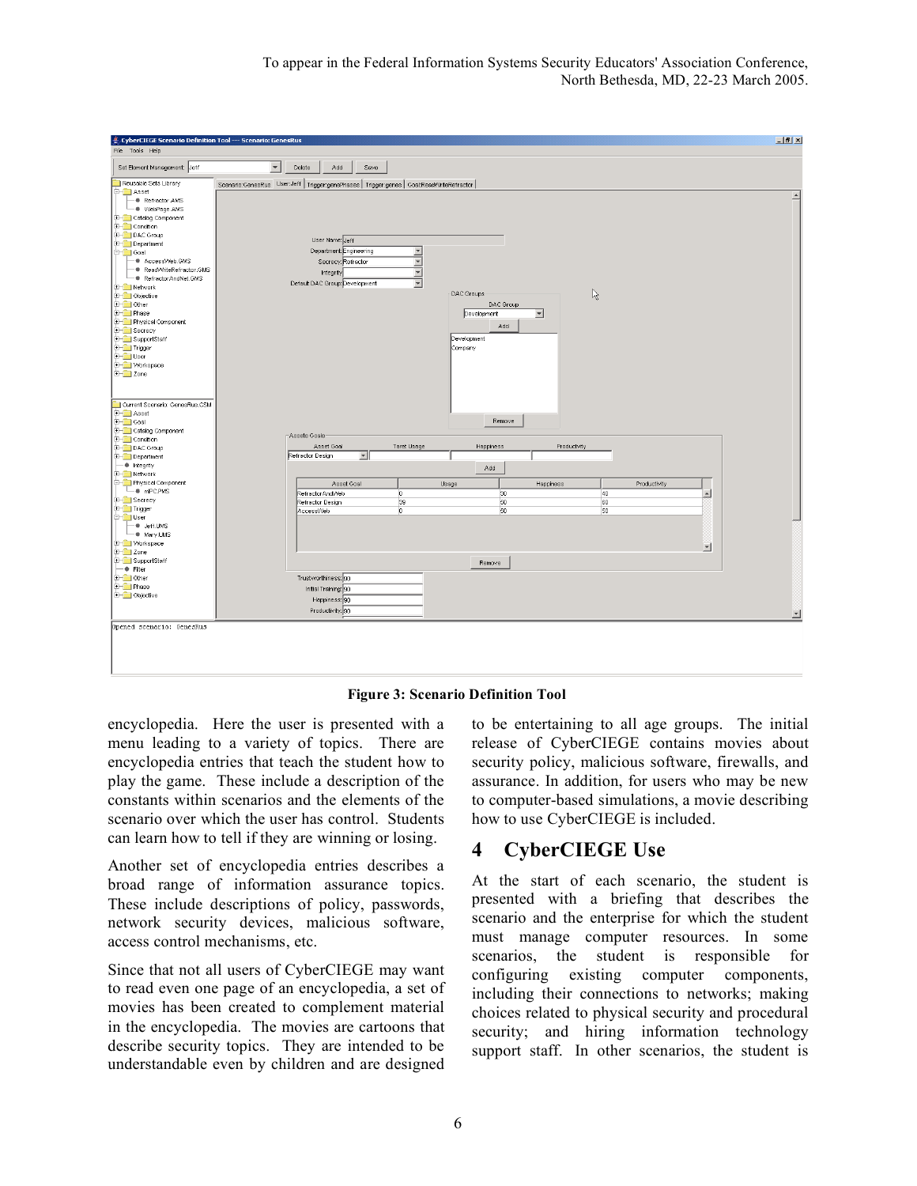**Figure 3: Scenario Definition Tool**

encyclopedia. Here the user is presented with a menu leading to a variety of topics. There are encyclopedia entries that teach the student how to play the game. These include a description of the constants within scenarios and the elements of the scenario over which the user has control. Students can learn how to tell if they are winning or losing.

Another set of encyclopedia entries describes a broad range of information assurance topics. These include descriptions of policy, passwords, network security devices, malicious software, access control mechanisms, etc.

Since that not all users of CyberCIEGE may want to read even one page of an encyclopedia, a set of movies has been created to complement material in the encyclopedia. The movies are cartoons that describe security topics. They are intended to be understandable even by children and are designed to be entertaining to all age groups. The initial release of CyberCIEGE contains movies about security policy, malicious software, firewalls, and assurance. In addition, for users who may be new to computer-based simulations, a movie describing how to use CyberCIEGE is included.

# 4 CyberCIEGE Use

At the start of each scenario, the student is presented with a briefing that describes the scenario and the enterprise for which the student must manage computer resources. In some scenarios, the student is responsible for configuring existing computer components, including their connections to networks; making choices related to physical security and procedural security; and hiring information technology support staff. In other scenarios, the student is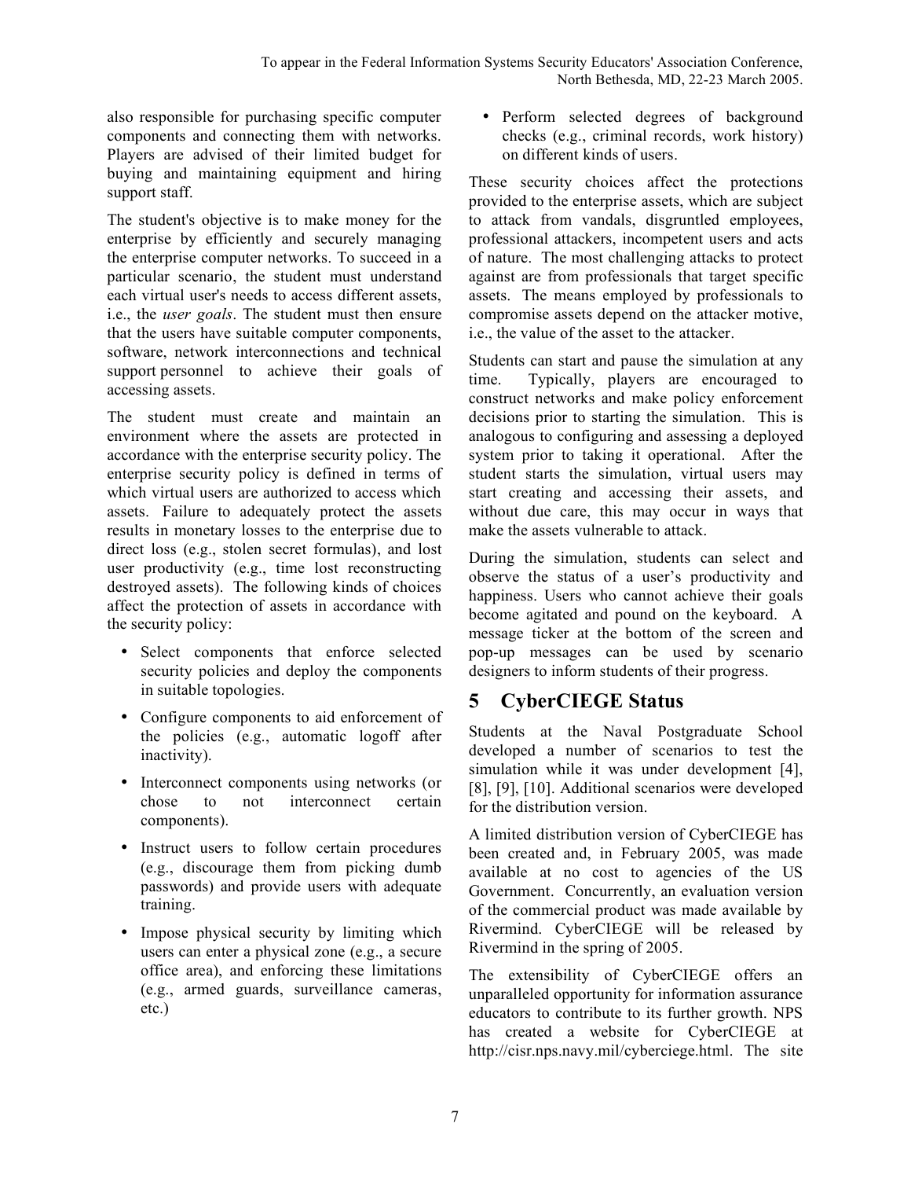also responsible for purchasing specific computer components and connecting them with networks. Players are advised of their limited budget for buying and maintaining equipment and hiring support staff.

The student's objective is to make money for the enterprise by efficiently and securely managing the enterprise computer networks. To succeed in a particular scenario, the student must understand each virtual user's needs to access different assets, i.e., the *user goals*. The student must then ensure that the users have suitable computer components, software, network interconnections and technical support personnel to achieve their goals of accessing assets.

The student must create and maintain an environment where the assets are protected in accordance with the enterprise security policy. The enterprise security policy is defined in terms of which virtual users are authorized to access which assets. Failure to adequately protect the assets results in monetary losses to the enterprise due to direct loss (e.g., stolen secret formulas), and lost user productivity (e.g., time lost reconstructing destroyed assets). The following kinds of choices affect the protection of assets in accordance with the security policy:

- Select components that enforce selected security policies and deploy the components in suitable topologies.
- Configure components to aid enforcement of the policies (e.g., automatic logoff after inactivity).
- Interconnect components using networks (or chose to not interconnect certain components).
- Instruct users to follow certain procedures (e.g., discourage them from picking dumb passwords) and provide users with adequate training.
- Impose physical security by limiting which users can enter a physical zone (e.g., a secure office area), and enforcing these limitations (e.g., armed guards, surveillance cameras, etc.)
- Perform selected degrees of background checks (e.g., criminal records, work history) on different kinds of users.

These security choices affect the protections provided to the enterprise assets, which are subject to attack from vandals, disgruntled employees, professional attackers, incompetent users and acts of nature. The most challenging attacks to protect against are from professionals that target specific assets. The means employed by professionals to compromise assets depend on the attacker motive, i.e., the value of the asset to the attacker.

Students can start and pause the simulation at any time. Typically, players are encouraged to construct networks and make policy enforcement decisions prior to starting the simulation. This is analogous to configuring and assessing a deployed system prior to taking it operational. After the student starts the simulation, virtual users may start creating and accessing their assets, and without due care, this may occur in ways that make the assets vulnerable to attack.

During the simulation, students can select and observe the status of a user's productivity and happiness. Users who cannot achieve their goals become agitated and pound on the keyboard. A message ticker at the bottom of the screen and pop-up messages can be used by scenario designers to inform students of their progress.

# 5 CyberCIEGE Status

Students at the Naval Postgraduate School developed a number of scenarios to test the simulation while it was under development [4], [8], [9], [10]. Additional scenarios were developed for the distribution version.

A limited distribution version of CyberCIEGE has been created and, in February 2005, was made available at no cost to agencies of the US Government. Concurrently, an evaluation version of the commercial product was made available by Rivermind. CyberCIEGE will be released by Rivermind in the spring of 2005.

The extensibility of CyberCIEGE offers an unparalleled opportunity for information assurance educators to contribute to its further growth. NPS has created a website for CyberCIEGE at http://cisr.nps.navy.mil/cyberciege.html. The site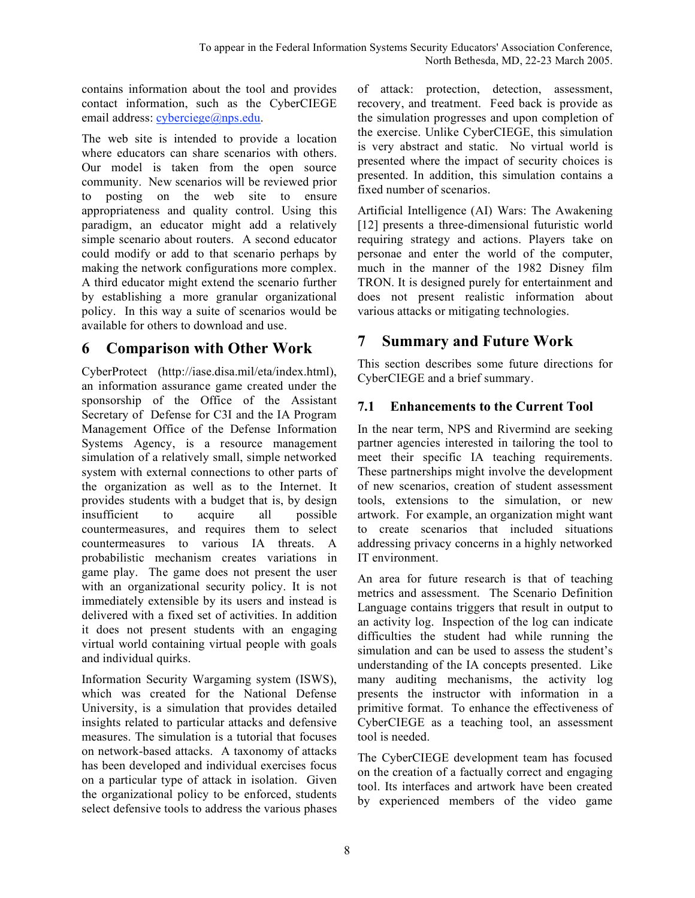contains information about the tool and provides contact information, such as the CyberCIEGE email address: cyberciege@nps.edu.

The web site is intended to provide a location where educators can share scenarios with others. Our model is taken from the open source community. New scenarios will be reviewed prior to posting on the web site to ensure appropriateness and quality control. Using this paradigm, an educator might add a relatively simple scenario about routers. A second educator could modify or add to that scenario perhaps by making the network configurations more complex. A third educator might extend the scenario further by establishing a more granular organizational policy. In this way a suite of scenarios would be available for others to download and use.

# 6 Comparison with Other Work

CyberProtect (http://iase.disa.mil/eta/index.html), an information assurance game created under the sponsorship of the Office of the Assistant Secretary of Defense for C3I and the IA Program Management Office of the Defense Information Systems Agency, is a resource management simulation of a relatively small, simple networked system with external connections to other parts of the organization as well as to the Internet. It provides students with a budget that is, by design insufficient to acquire all possible countermeasures, and requires them to select countermeasures to various IA threats. A probabilistic mechanism creates variations in game play. The game does not present the user with an organizational security policy. It is not immediately extensible by its users and instead is delivered with a fixed set of activities. In addition it does not present students with an engaging virtual world containing virtual people with goals and individual quirks.

Information Security Wargaming system (ISWS), which was created for the National Defense University, is a simulation that provides detailed insights related to particular attacks and defensive measures. The simulation is a tutorial that focuses on network-based attacks. A taxonomy of attacks has been developed and individual exercises focus on a particular type of attack in isolation. Given the organizational policy to be enforced, students select defensive tools to address the various phases of attack: protection, detection, assessment, recovery, and treatment. Feed back is provide as the simulation progresses and upon completion of the exercise. Unlike CyberCIEGE, this simulation is very abstract and static. No virtual world is presented where the impact of security choices is presented. In addition, this simulation contains a fixed number of scenarios.

Artificial Intelligence (AI) Wars: The Awakening [12] presents a three-dimensional futuristic world requiring strategy and actions. Players take on personae and enter the world of the computer, much in the manner of the 1982 Disney film TRON. It is designed purely for entertainment and does not present realistic information about various attacks or mitigating technologies.

# 7 Summary and Future Work

This section describes some future directions for CyberCIEGE and a brief summary.

## 7.1 Enhancements to the Current Tool

In the near term, NPS and Rivermind are seeking partner agencies interested in tailoring the tool to meet their specific IA teaching requirements. These partnerships might involve the development of new scenarios, creation of student assessment tools, extensions to the simulation, or new artwork. For example, an organization might want to create scenarios that included situations addressing privacy concerns in a highly networked IT environment.

An area for future research is that of teaching metrics and assessment. The Scenario Definition Language contains triggers that result in output to an activity log. Inspection of the log can indicate difficulties the student had while running the simulation and can be used to assess the student's understanding of the IA concepts presented. Like many auditing mechanisms, the activity log presents the instructor with information in a primitive format. To enhance the effectiveness of CyberCIEGE as a teaching tool, an assessment tool is needed.

The CyberCIEGE development team has focused on the creation of a factually correct and engaging tool. Its interfaces and artwork have been created by experienced members of the video game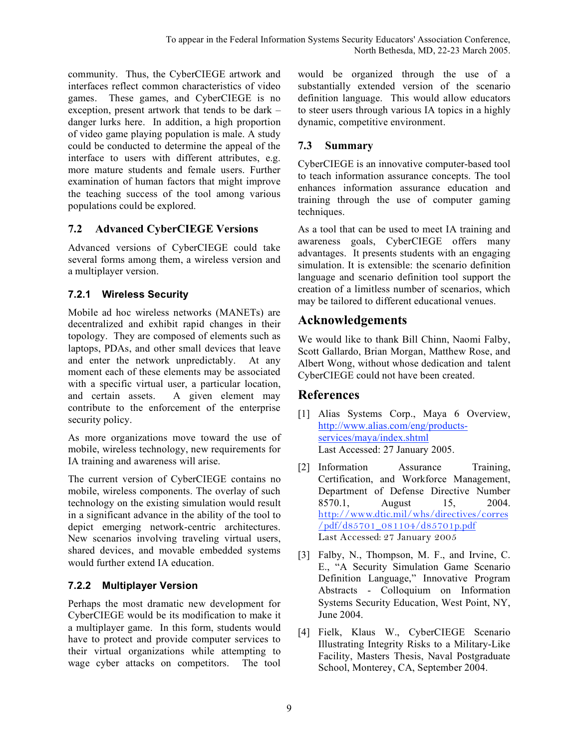community. Thus, the CyberCIEGE artwork and interfaces reflect common characteristics of video games. These games, and CyberCIEGE is no exception, present artwork that tends to be dark – danger lurks here. In addition, a high proportion of video game playing population is male. A study could be conducted to determine the appeal of the interface to users with different attributes, e.g. more mature students and female users. Further examination of human factors that might improve the teaching success of the tool among various populations could be explored.

## 7.2 Advanced CyberCIEGE Versions

Advanced versions of CyberCIEGE could take several forms among them, a wireless version and a multiplayer version.

### 7.2.1 Wireless Security

Mobile ad hoc wireless networks (MANETs) are decentralized and exhibit rapid changes in their topology. They are composed of elements such as laptops, PDAs, and other small devices that leave and enter the network unpredictably. At any moment each of these elements may be associated with a specific virtual user, a particular location, and certain assets. A given element may contribute to the enforcement of the enterprise security policy.

As more organizations move toward the use of mobile, wireless technology, new requirements for IA training and awareness will arise.

The current version of CyberCIEGE contains no mobile, wireless components. The overlay of such technology on the existing simulation would result in a significant advance in the ability of the tool to depict emerging network-centric architectures. New scenarios involving traveling virtual users, shared devices, and movable embedded systems would further extend IA education.

### 7.2.2 Multiplayer Version

Perhaps the most dramatic new development for CyberCIEGE would be its modification to make it a multiplayer game. In this form, students would have to protect and provide computer services to their virtual organizations while attempting to wage cyber attacks on competitors. The tool would be organized through the use of a substantially extended version of the scenario definition language. This would allow educators to steer users through various IA topics in a highly dynamic, competitive environment.

## 7.3 Summary

CyberCIEGE is an innovative computer-based tool to teach information assurance concepts. The tool enhances information assurance education and training through the use of computer gaming techniques.

As a tool that can be used to meet IA training and awareness goals, CyberCIEGE offers many advantages. It presents students with an engaging simulation. It is extensible: the scenario definition language and scenario definition tool support the creation of a limitless number of scenarios, which may be tailored to different educational venues.

# Acknowledgements

We would like to thank Bill Chinn, Naomi Falby, Scott Gallardo, Brian Morgan, Matthew Rose, and Albert Wong, without whose dedication and talent CyberCIEGE could not have been created.

# References

[1] Alias Systems Corp., Maya 6 Overview, http://www.alias.com/eng/products-services/maya/index.shtml Last Accessed: 27 January 2005.

[2] Information Assurance Training, Certification, and Workforce Management, Department of Defense Directive Number 8570.1, August 15, 2004. http://www.dtic.mil/whs/directives/corres/pdf/d85701_081104/d85701p.pdf Last Accessed: 27 January 2005

[3] Falby, N., Thompson, M. F., and Irvine, C. E., "A Security Simulation Game Scenario Definition Language," Innovative Program Abstracts - Colloquium on Information Systems Security Education, West Point, NY, June 2004.

[4] Fielk, Klaus W., CyberCIEGE Scenario Illustrating Integrity Risks to a Military-Like Facility, Masters Thesis, Naval Postgraduate School, Monterey, CA, September 2004.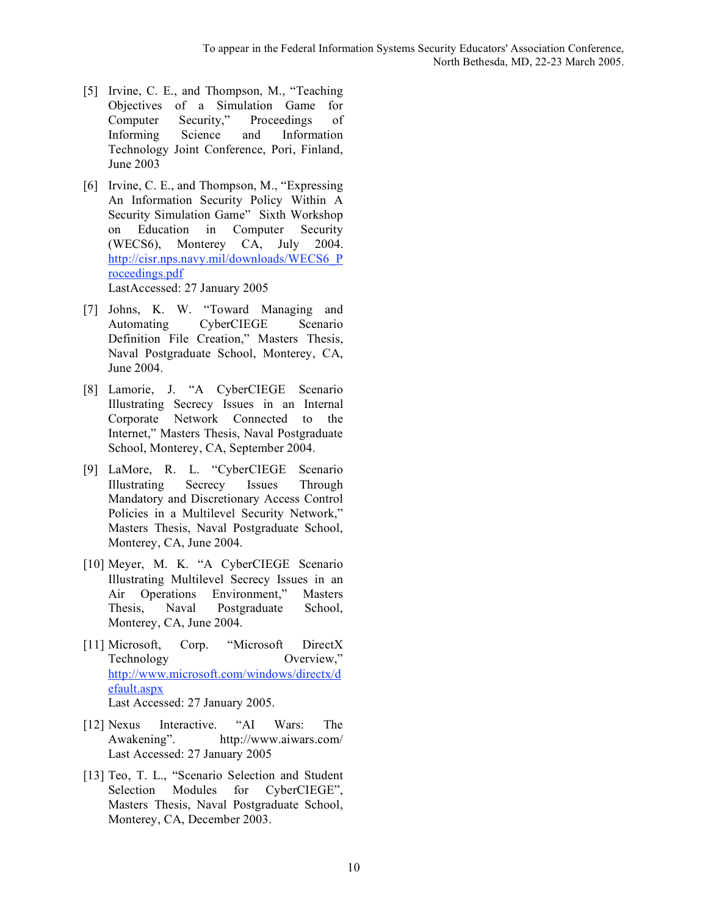[5] Irvine, C. E., and Thompson, M., "Teaching Objectives of a Simulation Game for Computer Security," Proceedings of Informing Science and Information Technology Joint Conference, Pori, Finland, June 2003

[6] Irvine, C. E., and Thompson, M., "Expressing An Information Security Policy Within A Security Simulation Game" Sixth Workshop on Education in Computer Security (WECS6), Monterey CA, July 2004. http://cisr.nps.navy.mil/downloads/WECS6_Proceedings.pdf
LastAccessed: 27 January 2005

[7] Johns, K. W. "Toward Managing and Automating CyberCIEGE Scenario Definition File Creation," Masters Thesis, Naval Postgraduate School, Monterey, CA, June 2004.

[8] Lamorie, J. "A CyberCIEGE Scenario Illustrating Secrecy Issues in an Internal Corporate Network Connected to the Internet," Masters Thesis, Naval Postgraduate School, Monterey, CA, September 2004.

[9] LaMore, R. L. "CyberCIEGE Scenario Illustrating Secrecy Issues Through Mandatory and Discretionary Access Control Policies in a Multilevel Security Network," Masters Thesis, Naval Postgraduate School, Monterey, CA, June 2004.

[10] Meyer, M. K. "A CyberCIEGE Scenario Illustrating Multilevel Secrecy Issues in an Air Operations Environment," Masters Thesis, Naval Postgraduate School, Monterey, CA, June 2004.

[11] Microsoft, Corp. "Microsoft DirectX Technology Overview," http://www.microsoft.com/windows/directx/default.aspx
Last Accessed: 27 January 2005.

[12] Nexus Interactive. "AI Wars: The Awakening". http://www.aiwars.com/
Last Accessed: 27 January 2005

[13] Teo, T. L., "Scenario Selection and Student Selection Modules for CyberCIEGE", Masters Thesis, Naval Postgraduate School, Monterey, CA, December 2003.